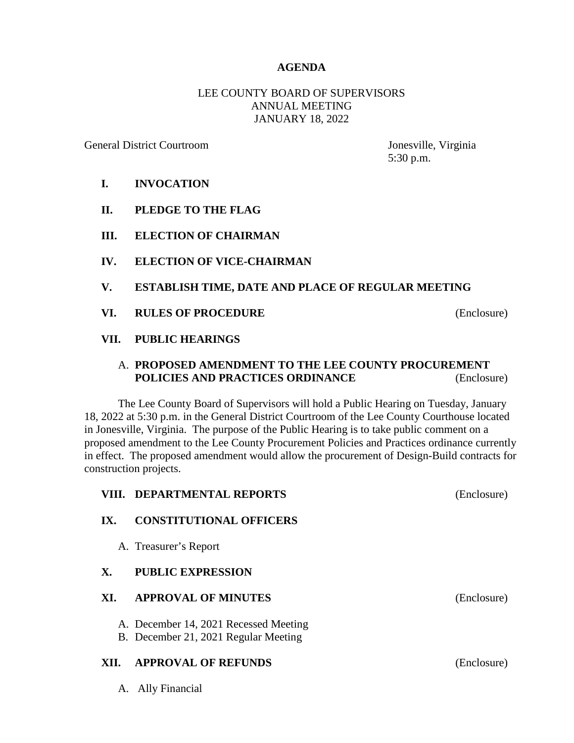# AGENDA

LEE COUNTY BOARD OF SUPERVISORS
ANNUAL MEETING
JANUARY 18, 2022

General District Courtroom — Jonesville, Virginia
5:30 p.m.

**I. INVOCATION**

**II. PLEDGE TO THE FLAG**

**III. ELECTION OF CHAIRMAN**

**IV. ELECTION OF VICE-CHAIRMAN**

**V. ESTABLISH TIME, DATE AND PLACE OF REGULAR MEETING**

**VI. RULES OF PROCEDURE** (Enclosure)

**VII. PUBLIC HEARINGS**

A. **PROPOSED AMENDMENT TO THE LEE COUNTY PROCUREMENT POLICIES AND PRACTICES ORDINANCE** (Enclosure)

The Lee County Board of Supervisors will hold a Public Hearing on Tuesday, January 18, 2022 at 5:30 p.m. in the General District Courtroom of the Lee County Courthouse located in Jonesville, Virginia. The purpose of the Public Hearing is to take public comment on a proposed amendment to the Lee County Procurement Policies and Practices ordinance currently in effect. The proposed amendment would allow the procurement of Design-Build contracts for construction projects.

**VIII. DEPARTMENTAL REPORTS** (Enclosure)

**IX. CONSTITUTIONAL OFFICERS**

A. Treasurer's Report

**X. PUBLIC EXPRESSION**

**XI. APPROVAL OF MINUTES** (Enclosure)

A. December 14, 2021 Recessed Meeting
B. December 21, 2021 Regular Meeting

**XII. APPROVAL OF REFUNDS** (Enclosure)

A. Ally Financial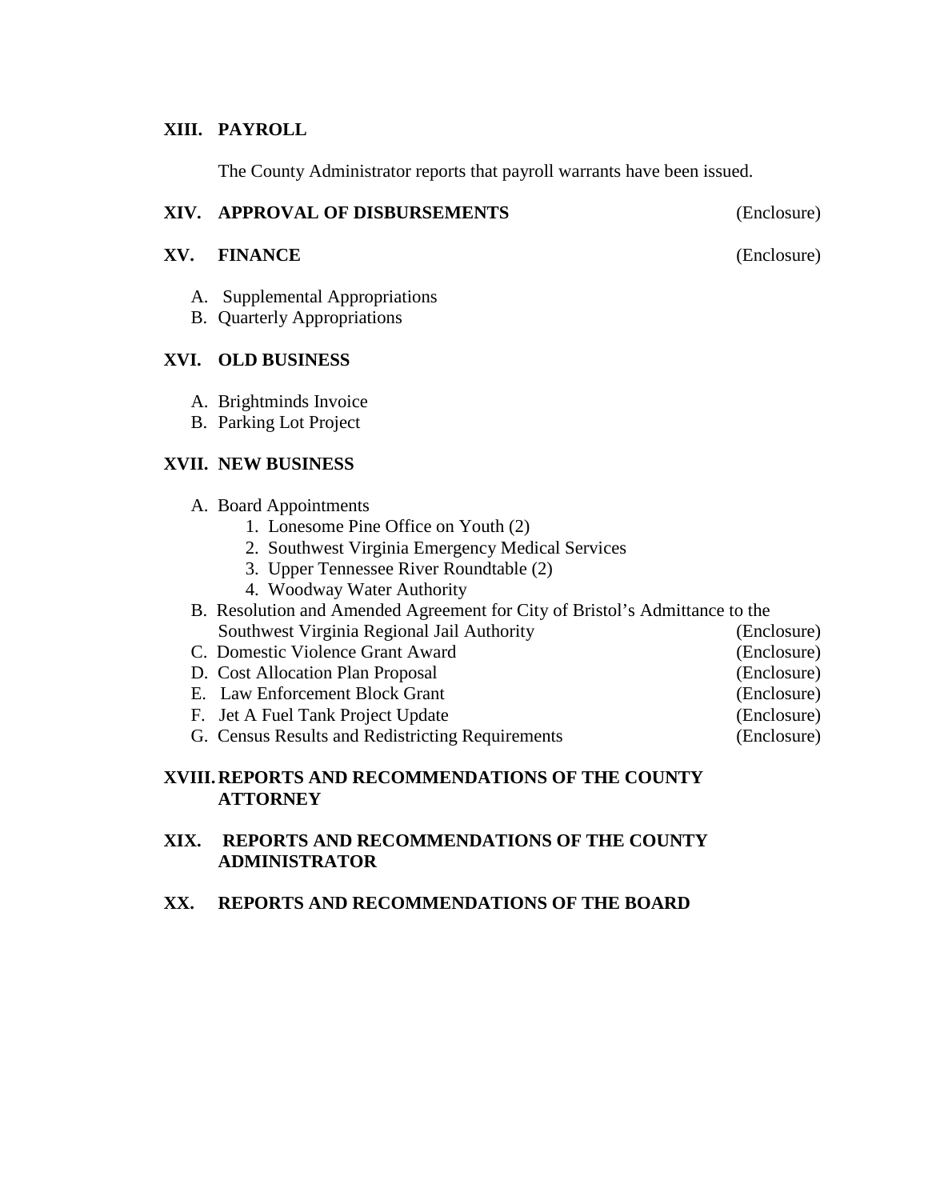## XIII. PAYROLL

The County Administrator reports that payroll warrants have been issued.

## XIV. APPROVAL OF DISBURSEMENTS (Enclosure)

## XV. FINANCE (Enclosure)

A. Supplemental Appropriations
B. Quarterly Appropriations

## XVI. OLD BUSINESS

A. Brightminds Invoice
B. Parking Lot Project

## XVII. NEW BUSINESS

A. Board Appointments
   1. Lonesome Pine Office on Youth (2)
   2. Southwest Virginia Emergency Medical Services
   3. Upper Tennessee River Roundtable (2)
   4. Woodway Water Authority

B. Resolution and Amended Agreement for City of Bristol's Admittance to the Southwest Virginia Regional Jail Authority (Enclosure)

C. Domestic Violence Grant Award (Enclosure)

D. Cost Allocation Plan Proposal (Enclosure)

E. Law Enforcement Block Grant (Enclosure)

F. Jet A Fuel Tank Project Update (Enclosure)

G. Census Results and Redistricting Requirements (Enclosure)

## XVIII. REPORTS AND RECOMMENDATIONS OF THE COUNTY ATTORNEY

## XIX. REPORTS AND RECOMMENDATIONS OF THE COUNTY ADMINISTRATOR

## XX. REPORTS AND RECOMMENDATIONS OF THE BOARD